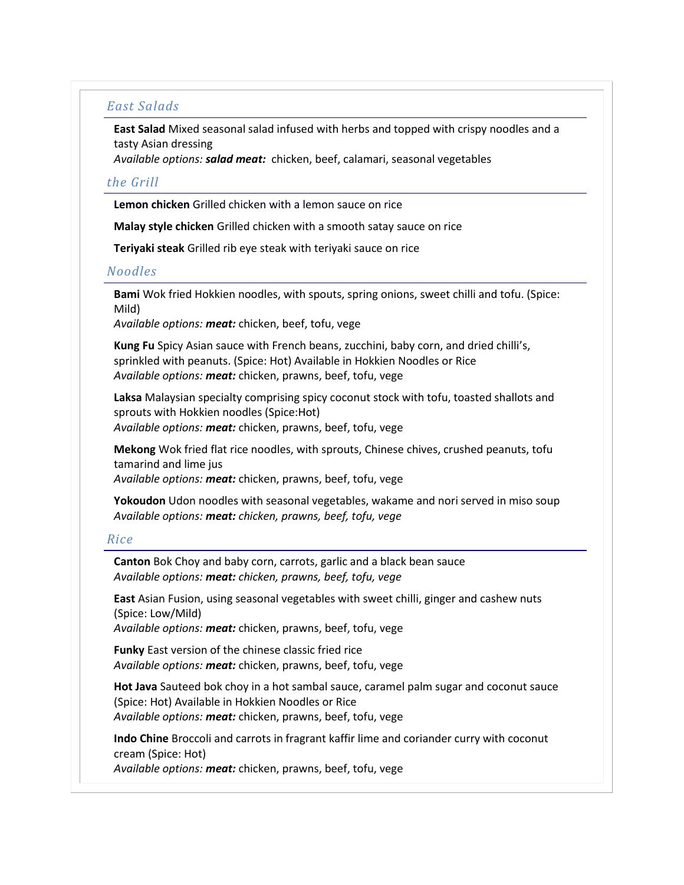## *East Salads*

**East Salad** Mixed seasonal salad infused with herbs and topped with crispy noodles and a tasty Asian dressing
*Available options: **salad meat:*** chicken, beef, calamari, seasonal vegetables

## *the Grill*

**Lemon chicken** Grilled chicken with a lemon sauce on rice

**Malay style chicken** Grilled chicken with a smooth satay sauce on rice

**Teriyaki steak** Grilled rib eye steak with teriyaki sauce on rice

## *Noodles*

**Bami** Wok fried Hokkien noodles, with spouts, spring onions, sweet chilli and tofu. (Spice: Mild)
*Available options: **meat:*** chicken, beef, tofu, vege

**Kung Fu** Spicy Asian sauce with French beans, zucchini, baby corn, and dried chilli's, sprinkled with peanuts. (Spice: Hot) Available in Hokkien Noodles or Rice
*Available options: **meat:*** chicken, prawns, beef, tofu, vege

**Laksa** Malaysian specialty comprising spicy coconut stock with tofu, toasted shallots and sprouts with Hokkien noodles (Spice:Hot)
*Available options: **meat:*** chicken, prawns, beef, tofu, vege

**Mekong** Wok fried flat rice noodles, with sprouts, Chinese chives, crushed peanuts, tofu tamarind and lime jus
*Available options: **meat:*** chicken, prawns, beef, tofu, vege

**Yokoudon** Udon noodles with seasonal vegetables, wakame and nori served in miso soup
*Available options: **meat:** chicken, prawns, beef, tofu, vege*

## *Rice*

**Canton** Bok Choy and baby corn, carrots, garlic and a black bean sauce
*Available options: **meat:** chicken, prawns, beef, tofu, vege*

**East** Asian Fusion, using seasonal vegetables with sweet chilli, ginger and cashew nuts (Spice: Low/Mild)
*Available options: **meat:*** chicken, prawns, beef, tofu, vege

**Funky** East version of the chinese classic fried rice
*Available options: **meat:*** chicken, prawns, beef, tofu, vege

**Hot Java** Sauteed bok choy in a hot sambal sauce, caramel palm sugar and coconut sauce (Spice: Hot) Available in Hokkien Noodles or Rice
*Available options: **meat:*** chicken, prawns, beef, tofu, vege

**Indo Chine** Broccoli and carrots in fragrant kaffir lime and coriander curry with coconut cream (Spice: Hot)
*Available options: **meat:*** chicken, prawns, beef, tofu, vege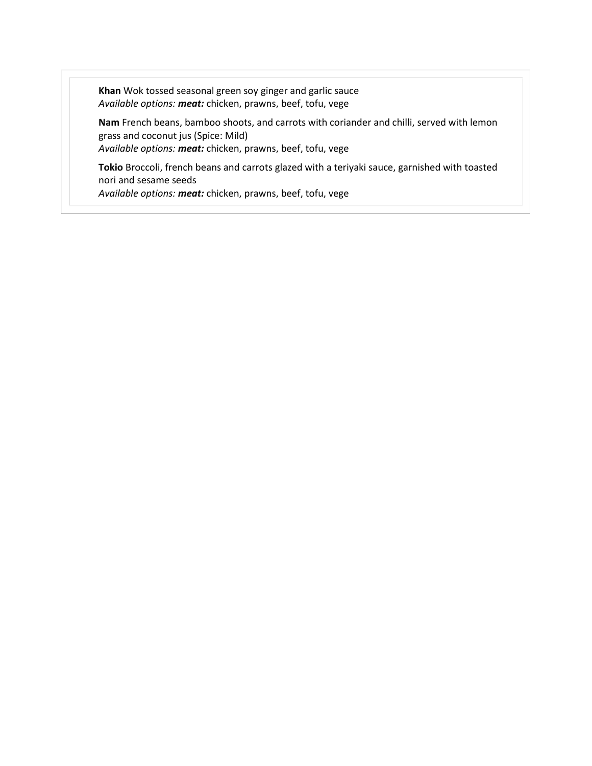**Khan** Wok tossed seasonal green soy ginger and garlic sauce
*Available options: **meat:*** chicken, prawns, beef, tofu, vege

**Nam** French beans, bamboo shoots, and carrots with coriander and chilli, served with lemon grass and coconut jus (Spice: Mild)
*Available options: **meat:*** chicken, prawns, beef, tofu, vege

**Tokio** Broccoli, french beans and carrots glazed with a teriyaki sauce, garnished with toasted nori and sesame seeds
*Available options: **meat:*** chicken, prawns, beef, tofu, vege